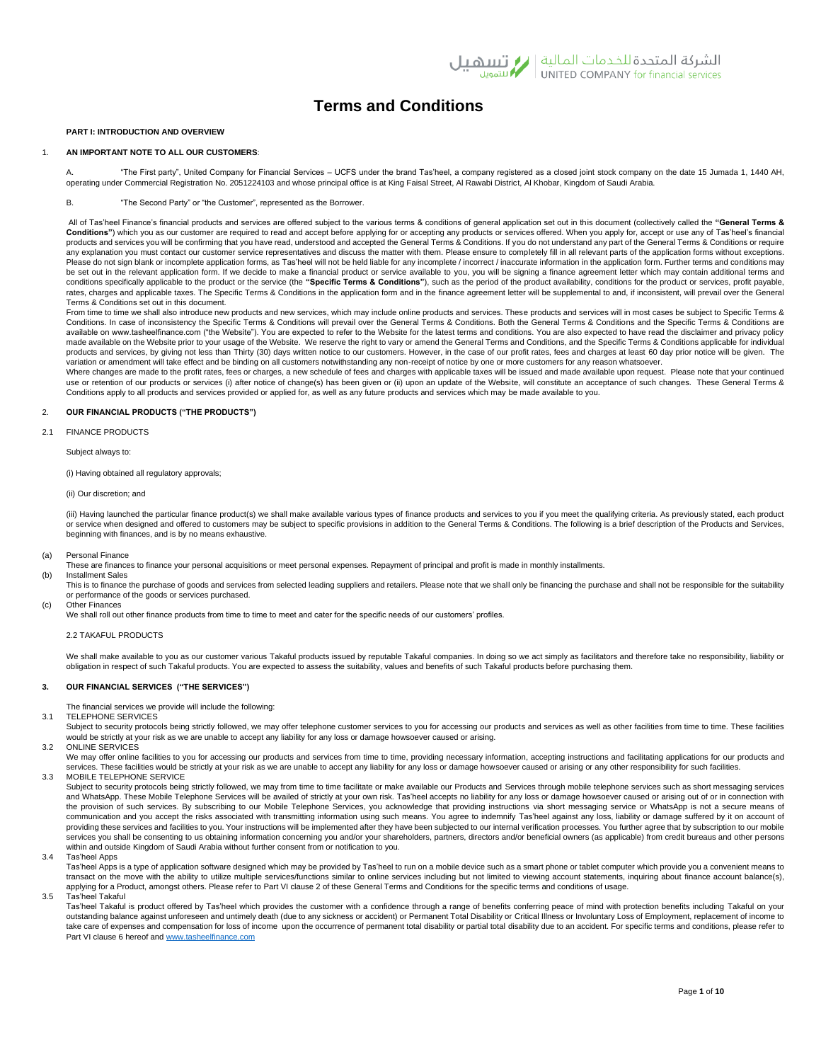# Terms and Conditions

**PART I: INTRODUCTION AND OVERVIEW**

1. **AN IMPORTANT NOTE TO ALL OUR CUSTOMERS**:

A. "The First party", United Company for Financial Services – UCFS under the brand Tas'heel, a company registered as a closed joint stock company on the date 15 Jumada 1, 1440 AH, operating under Commercial Registration No. 2051224103 and whose principal office is at King Faisal Street, Al Rawabi District, Al Khobar, Kingdom of Saudi Arabia.

B. "The Second Party" or "the Customer", represented as the Borrower.

All of Tas'heel Finance's financial products and services are offered subject to the various terms & conditions of general application set out in this document (collectively called the **"General Terms & Conditions"**) which you as our customer are required to read and accept before applying for or accepting any products or services offered. When you apply for, accept or use any of Tas'heel's financial products and services you will be confirming that you have read, understood and accepted the General Terms & Conditions. If you do not understand any part of the General Terms & Conditions or require any explanation you must contact our customer service representatives and discuss the matter with them. Please ensure to completely fill in all relevant parts of the application forms without exceptions. Please do not sign blank or incomplete application forms, as Tas'heel will not be held liable for any incomplete / incorrect / inaccurate information in the application form. Further terms and conditions may be set out in the relevant application form. If we decide to make a financial product or service available to you, you will be signing a finance agreement letter which may contain additional terms and conditions specifically applicable to the product or the service (the **"Specific Terms & Conditions"**), such as the period of the product availability, conditions for the product or services, profit payable, rates, charges and applicable taxes. The Specific Terms & Conditions in the application form and in the finance agreement letter will be supplemental to and, if inconsistent, will prevail over the General Terms & Conditions set out in this document.

From time to time we shall also introduce new products and new services, which may include online products and services. These products and services will in most cases be subject to Specific Terms & Conditions. In case of inconsistency the Specific Terms & Conditions will prevail over the General Terms & Conditions. Both the General Terms & Conditions and the Specific Terms & Conditions are available on www.tasheelfinance.com ("the Website"). You are expected to refer to the Website for the latest terms and conditions. You are also expected to have read the disclaimer and privacy policy made available on the Website prior to your usage of the Website. We reserve the right to vary or amend the General Terms and Conditions, and the Specific Terms & Conditions applicable for individual products and services, by giving not less than Thirty (30) days written notice to our customers. However, in the case of our profit rates, fees and charges at least 60 day prior notice will be given. The variation or amendment will take effect and be binding on all customers notwithstanding any non-receipt of notice by one or more customers for any reason whatsoever.

Where changes are made to the profit rates, fees or charges, a new schedule of fees and charges with applicable taxes will be issued and made available upon request. Please note that your continued use or retention of our products or services (i) after notice of change(s) has been given or (ii) upon an update of the Website, will constitute an acceptance of such changes. These General Terms & Conditions apply to all products and services provided or applied for, as well as any future products and services which may be made available to you.

2. **OUR FINANCIAL PRODUCTS ("THE PRODUCTS")**

2.1 FINANCE PRODUCTS

Subject always to:

(i) Having obtained all regulatory approvals;

(ii) Our discretion; and

(iii) Having launched the particular finance product(s) we shall make available various types of finance products and services to you if you meet the qualifying criteria. As previously stated, each product or service when designed and offered to customers may be subject to specific provisions in addition to the General Terms & Conditions. The following is a brief description of the Products and Services, beginning with finances, and is by no means exhaustive.

(a) Personal Finance
These are finances to finance your personal acquisitions or meet personal expenses. Repayment of principal and profit is made in monthly installments.

(b) Installment Sales
This is to finance the purchase of goods and services from selected leading suppliers and retailers. Please note that we shall only be financing the purchase and shall not be responsible for the suitability or performance of the goods or services purchased.

(c) Other Finances
We shall roll out other finance products from time to time to meet and cater for the specific needs of our customers' profiles.

2.2 TAKAFUL PRODUCTS

We shall make available to you as our customer various Takaful products issued by reputable Takaful companies. In doing so we act simply as facilitators and therefore take no responsibility, liability or obligation in respect of such Takaful products. You are expected to assess the suitability, values and benefits of such Takaful products before purchasing them.

3. **OUR FINANCIAL SERVICES ("THE SERVICES")**

The financial services we provide will include the following:

3.1 TELEPHONE SERVICES
Subject to security protocols being strictly followed, we may offer telephone customer services to you for accessing our products and services as well as other facilities from time to time. These facilities would be strictly at your risk as we are unable to accept any liability for any loss or damage howsoever caused or arising.

3.2 ONLINE SERVICES
We may offer online facilities to you for accessing our products and services from time to time, providing necessary information, accepting instructions and facilitating applications for our products and services. These facilities would be strictly at your risk as we are unable to accept any liability for any loss or damage howsoever caused or arising or any other responsibility for such facilities.

3.3 MOBILE TELEPHONE SERVICE
Subject to security protocols being strictly followed, we may from time to time facilitate or make available our Products and Services through mobile telephone services such as short messaging services and WhatsApp. These Mobile Telephone Services will be availed of strictly at your own risk. Tas'heel accepts no liability for any loss or damage howsoever caused or arising out of or in connection with the provision of such services. By subscribing to our Mobile Telephone Services, you acknowledge that providing instructions via short messaging service or WhatsApp is not a secure means of communication and you accept the risks associated with transmitting information using such means. You agree to indemnify Tas'heel against any loss, liability or damage suffered by it on account of providing these services and facilities to you. Your instructions will be implemented after they have been subjected to our internal verification processes. You further agree that by subscription to our mobile services you shall be consenting to us obtaining information concerning you and/or your shareholders, partners, directors and/or beneficial owners (as applicable) from credit bureaus and other persons within and outside Kingdom of Saudi Arabia without further consent from or notification to you.

3.4 Tas'heel Apps
Tas'heel Apps is a type of application software designed which may be provided by Tas'heel to run on a mobile device such as a smart phone or tablet computer which provide you a convenient means to transact on the move with the ability to utilize multiple services/functions similar to online services including but not limited to viewing account statements, inquiring about finance account balance(s), applying for a Product, amongst others. Please refer to Part VI clause 2 of these General Terms and Conditions for the specific terms and conditions of usage.

3.5 Tas'heel Takaful
Tas'heel Takaful is product offered by Tas'heel which provides the customer with a confidence through a range of benefits conferring peace of mind with protection benefits including Takaful on your outstanding balance against unforeseen and untimely death (due to any sickness or accident) or Permanent Total Disability or Critical Illness or Involuntary Loss of Employment, replacement of income to take care of expenses and compensation for loss of income upon the occurrence of permanent total disability or partial total disability due to an accident. For specific terms and conditions, please refer to Part VI clause 6 hereof and www.tasheelfinance.com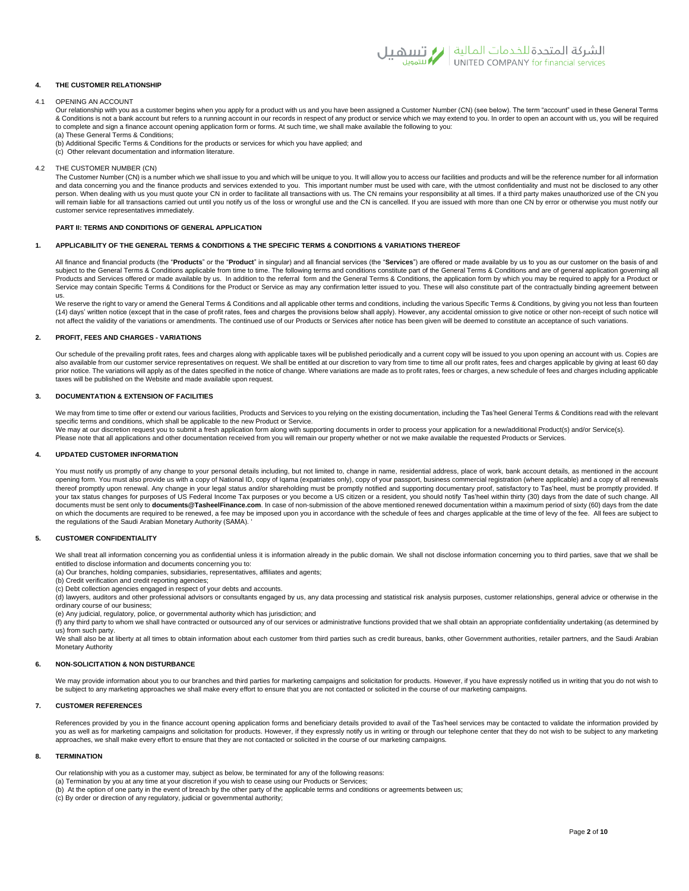## 4. THE CUSTOMER RELATIONSHIP

### 4.1 OPENING AN ACCOUNT

Our relationship with you as a customer begins when you apply for a product with us and you have been assigned a Customer Number (CN) (see below). The term "account" used in these General Terms & Conditions is not a bank account but refers to a running account in our records in respect of any product or service which we may extend to you. In order to open an account with us, you will be required to complete and sign a finance account opening application form or forms. At such time, we shall make available the following to you:

(a) These General Terms & Conditions;
(b) Additional Specific Terms & Conditions for the products or services for which you have applied; and
(c) Other relevant documentation and information literature.

### 4.2 THE CUSTOMER NUMBER (CN)

The Customer Number (CN) is a number which we shall issue to you and which will be unique to you. It will allow you to access our facilities and products and will be the reference number for all information and data concerning you and the finance products and services extended to you. This important number must be used with care, with the utmost confidentiality and must not be disclosed to any other person. When dealing with us you must quote your CN in order to facilitate all transactions with us. The CN remains your responsibility at all times. If a third party makes unauthorized use of the CN you will remain liable for all transactions carried out until you notify us of the loss or wrongful use and the CN is cancelled. If you are issued with more than one CN by error or otherwise you must notify our customer service representatives immediately.

# PART II: TERMS AND CONDITIONS OF GENERAL APPLICATION

## 1. APPLICABILITY OF THE GENERAL TERMS & CONDITIONS & THE SPECIFIC TERMS & CONDITIONS & VARIATIONS THEREOF

All finance and financial products (the "**Products**" or the "**Product**" in singular) and all financial services (the "**Services**") are offered or made available by us to you as our customer on the basis of and subject to the General Terms & Conditions applicable from time to time. The following terms and conditions constitute part of the General Terms & Conditions and are of general application governing all Products and Services offered or made available by us. In addition to the referral form and the General Terms & Conditions, the application form by which you may be required to apply for a Product or Service may contain Specific Terms & Conditions for the Product or Service as may any confirmation letter issued to you. These will also constitute part of the contractually binding agreement between us.

We reserve the right to vary or amend the General Terms & Conditions and all applicable other terms and conditions, including the various Specific Terms & Conditions, by giving you not less than fourteen (14) days' written notice (except that in the case of profit rates, fees and charges the provisions below shall apply). However, any accidental omission to give notice or other non-receipt of such notice will not affect the validity of the variations or amendments. The continued use of our Products or Services after notice has been given will be deemed to constitute an acceptance of such variations.

## 2. PROFIT, FEES AND CHARGES - VARIATIONS

Our schedule of the prevailing profit rates, fees and charges along with applicable taxes will be published periodically and a current copy will be issued to you upon opening an account with us. Copies are also available from our customer service representatives on request. We shall be entitled at our discretion to vary from time to time all our profit rates, fees and charges applicable by giving at least 60 day prior notice. The variations will apply as of the dates specified in the notice of change. Where variations are made as to profit rates, fees or charges, a new schedule of fees and charges including applicable taxes will be published on the Website and made available upon request.

## 3. DOCUMENTATION & EXTENSION OF FACILITIES

We may from time to time offer or extend our various facilities, Products and Services to you relying on the existing documentation, including the Tas'heel General Terms & Conditions read with the relevant specific terms and conditions, which shall be applicable to the new Product or Service.

We may at our discretion request you to submit a fresh application form along with supporting documents in order to process your application for a new/additional Product(s) and/or Service(s).

Please note that all applications and other documentation received from you will remain our property whether or not we make available the requested Products or Services.

## 4. UPDATED CUSTOMER INFORMATION

You must notify us promptly of any change to your personal details including, but not limited to, change in name, residential address, place of work, bank account details, as mentioned in the account opening form. You must also provide us with a copy of National ID, copy of Iqama (expatriates only), copy of your passport, business commercial registration (where applicable) and a copy of all renewals thereof promptly upon renewal. Any change in your legal status and/or shareholding must be promptly notified and supporting documentary proof, satisfactory to Tas'heel, must be promptly provided. If your tax status changes for purposes of US Federal Income Tax purposes or you become a US citizen or a resident, you should notify Tas'heel within thirty (30) days from the date of such change. All documents must be sent only to **documents@TasheelFinance.com**. In case of non-submission of the above mentioned renewed documentation within a maximum period of sixty (60) days from the date on which the documents are required to be renewed, a fee may be imposed upon you in accordance with the schedule of fees and charges applicable at the time of levy of the fee. All fees are subject to the regulations of the Saudi Arabian Monetary Authority (SAMA). '

## 5. CUSTOMER CONFIDENTIALITY

We shall treat all information concerning you as confidential unless it is information already in the public domain. We shall not disclose information concerning you to third parties, save that we shall be entitled to disclose information and documents concerning you to:

(a) Our branches, holding companies, subsidiaries, representatives, affiliates and agents;
(b) Credit verification and credit reporting agencies;
(c) Debt collection agencies engaged in respect of your debts and accounts.
(d) lawyers, auditors and other professional advisors or consultants engaged by us, any data processing and statistical risk analysis purposes, customer relationships, general advice or otherwise in the ordinary course of our business;
(e) Any judicial, regulatory, police, or governmental authority which has jurisdiction; and
(f) any third party to whom we shall have contracted or outsourced any of our services or administrative functions provided that we shall obtain an appropriate confidentiality undertaking (as determined by us) from such party.

We shall also be at liberty at all times to obtain information about each customer from third parties such as credit bureaus, banks, other Government authorities, retailer partners, and the Saudi Arabian Monetary Authority

## 6. NON-SOLICITATION & NON DISTURBANCE

We may provide information about you to our branches and third parties for marketing campaigns and solicitation for products. However, if you have expressly notified us in writing that you do not wish to be subject to any marketing approaches we shall make every effort to ensure that you are not contacted or solicited in the course of our marketing campaigns.

## 7. CUSTOMER REFERENCES

References provided by you in the finance account opening application forms and beneficiary details provided to avail of the Tas'heel services may be contacted to validate the information provided by you as well as for marketing campaigns and solicitation for products. However, if they expressly notify us in writing or through our telephone center that they do not wish to be subject to any marketing approaches, we shall make every effort to ensure that they are not contacted or solicited in the course of our marketing campaigns.

## 8. TERMINATION

Our relationship with you as a customer may, subject as below, be terminated for any of the following reasons:

(a) Termination by you at any time at your discretion if you wish to cease using our Products or Services;
(b) At the option of one party in the event of breach by the other party of the applicable terms and conditions or agreements between us;
(c) By order or direction of any regulatory, judicial or governmental authority;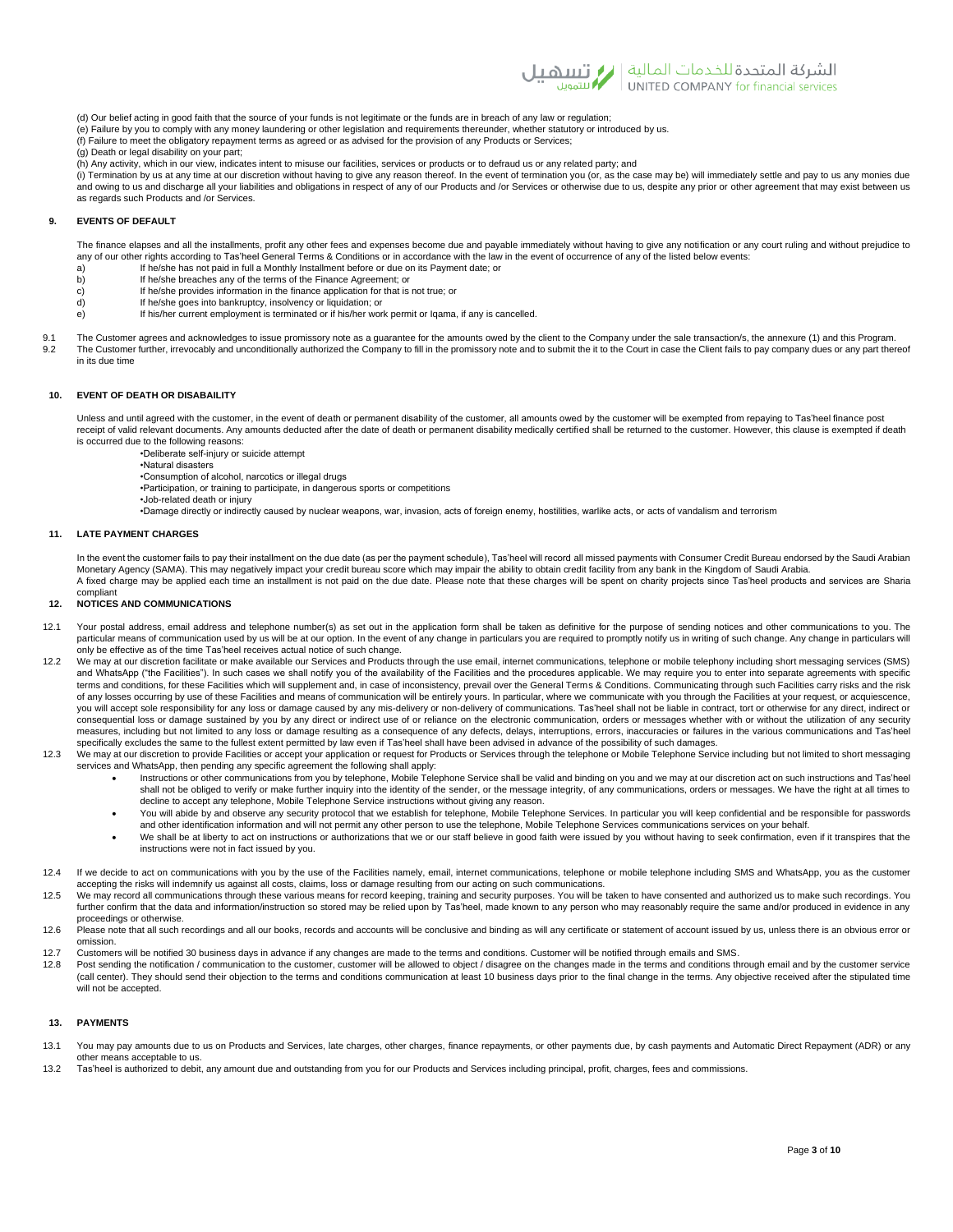(d) Our belief acting in good faith that the source of your funds is not legitimate or the funds are in breach of any law or regulation;

(e) Failure by you to comply with any money laundering or other legislation and requirements thereunder, whether statutory or introduced by us.

(f) Failure to meet the obligatory repayment terms as agreed or as advised for the provision of any Products or Services;

(g) Death or legal disability on your part;

(h) Any activity, which in our view, indicates intent to misuse our facilities, services or products or to defraud us or any related party; and

(i) Termination by us at any time at our discretion without having to give any reason thereof. In the event of termination you (or, as the case may be) will immediately settle and pay to us any monies due and owing to us and discharge all your liabilities and obligations in respect of any of our Products and /or Services or otherwise due to us, despite any prior or other agreement that may exist between us as regards such Products and /or Services.

## 9. EVENTS OF DEFAULT

The finance elapses and all the installments, profit any other fees and expenses become due and payable immediately without having to give any notification or any court ruling and without prejudice to any of our other rights according to Tas'heel General Terms & Conditions or in accordance with the law in the event of occurrence of any of the listed below events:

a) If he/she has not paid in full a Monthly Installment before or due on its Payment date; or
b) If he/she breaches any of the terms of the Finance Agreement; or
c) If he/she provides information in the finance application for that is not true; or
d) If he/she goes into bankruptcy, insolvency or liquidation; or
e) If his/her current employment is terminated or if his/her work permit or Iqama, if any is cancelled.

9.1 The Customer agrees and acknowledges to issue promissory note as a guarantee for the amounts owed by the client to the Company under the sale transaction/s, the annexure (1) and this Program.

9.2 The Customer further, irrevocably and unconditionally authorized the Company to fill in the promissory note and to submit the it to the Court in case the Client fails to pay company dues or any part thereof in its due time

## 10. EVENT OF DEATH OR DISABAILITY

Unless and until agreed with the customer, in the event of death or permanent disability of the customer, all amounts owed by the customer will be exempted from repaying to Tas'heel finance post receipt of valid relevant documents. Any amounts deducted after the date of death or permanent disability medically certified shall be returned to the customer. However, this clause is exempted if death is occurred due to the following reasons:

- Deliberate self-injury or suicide attempt
- Natural disasters
- Consumption of alcohol, narcotics or illegal drugs
- Participation, or training to participate, in dangerous sports or competitions
- Job-related death or injury
- Damage directly or indirectly caused by nuclear weapons, war, invasion, acts of foreign enemy, hostilities, warlike acts, or acts of vandalism and terrorism

## 11. LATE PAYMENT CHARGES

In the event the customer fails to pay their installment on the due date (as per the payment schedule), Tas'heel will record all missed payments with Consumer Credit Bureau endorsed by the Saudi Arabian Monetary Agency (SAMA). This may negatively impact your credit bureau score which may impair the ability to obtain credit facility from any bank in the Kingdom of Saudi Arabia.

A fixed charge may be applied each time an installment is not paid on the due date. Please note that these charges will be spent on charity projects since Tas'heel products and services are Sharia compliant

## 12. NOTICES AND COMMUNICATIONS

12.1 Your postal address, email address and telephone number(s) as set out in the application form shall be taken as definitive for the purpose of sending notices and other communications to you. The particular means of communication used by us will be at our option. In the event of any change in particulars you are required to promptly notify us in writing of such change. Any change in particulars will only be effective as of the time Tas'heel receives actual notice of such change.

12.2 We may at our discretion facilitate or make available our Services and Products through the use email, internet communications, telephone or mobile telephony including short messaging services (SMS) and WhatsApp ("the Facilities"). In such cases we shall notify you of the availability of the Facilities and the procedures applicable. We may require you to enter into separate agreements with specific terms and conditions, for these Facilities which will supplement and, in case of inconsistency, prevail over the General Terms & Conditions. Communicating through such Facilities carry risks and the risk of any losses occurring by use of these Facilities and means of communication will be entirely yours. In particular, where we communicate with you through the Facilities at your request, or acquiescence, you will accept sole responsibility for any loss or damage caused by any mis-delivery or non-delivery of communications. Tas'heel shall not be liable in contract, tort or otherwise for any direct, indirect or consequential loss or damage sustained by you by any direct or indirect use of or reliance on the electronic communication, orders or messages whether with or without the utilization of any security measures, including but not limited to any loss or damage resulting as a consequence of any defects, delays, interruptions, errors, inaccuracies or failures in the various communications and Tas'heel specifically excludes the same to the fullest extent permitted by law even if Tas'heel shall have been advised in advance of the possibility of such damages.

12.3 We may at our discretion to provide Facilities or accept your application or request for Products or Services through the telephone or Mobile Telephone Service including but not limited to short messaging services and WhatsApp, then pending any specific agreement the following shall apply:

- Instructions or other communications from you by telephone, Mobile Telephone Service shall be valid and binding on you and we may at our discretion act on such instructions and Tas'heel shall not be obliged to verify or make further inquiry into the identity of the sender, or the message integrity, of any communications, orders or messages. We have the right at all times to decline to accept any telephone, Mobile Telephone Service instructions without giving any reason.
- You will abide by and observe any security protocol that we establish for telephone, Mobile Telephone Services. In particular you will keep confidential and be responsible for passwords and other identification information and will not permit any other person to use the telephone, Mobile Telephone Services communications services on your behalf.
- We shall be at liberty to act on instructions or authorizations that we or our staff believe in good faith were issued by you without having to seek confirmation, even if it transpires that the instructions were not in fact issued by you.

12.4 If we decide to act on communications with you by the use of the Facilities namely, email, internet communications, telephone or mobile telephone including SMS and WhatsApp, you as the customer accepting the risks will indemnify us against all costs, claims, loss or damage resulting from our acting on such communications.

12.5 We may record all communications through these various means for record keeping, training and security purposes. You will be taken to have consented and authorized us to make such recordings. You further confirm that the data and information/instruction so stored may be relied upon by Tas'heel, made known to any person who may reasonably require the same and/or produced in evidence in any proceedings or otherwise.

12.6 Please note that all such recordings and all our books, records and accounts will be conclusive and binding as will any certificate or statement of account issued by us, unless there is an obvious error or omission.

12.7 Customers will be notified 30 business days in advance if any changes are made to the terms and conditions. Customer will be notified through emails and SMS.

12.8 Post sending the notification / communication to the customer, customer will be allowed to object / disagree on the changes made in the terms and conditions through email and by the customer service (call center). They should send their objection to the terms and conditions communication at least 10 business days prior to the final change in the terms. Any objective received after the stipulated time will not be accepted.

## 13. PAYMENTS

13.1 You may pay amounts due to us on Products and Services, late charges, other charges, finance repayments, or other payments due, by cash payments and Automatic Direct Repayment (ADR) or any other means acceptable to us.

13.2 Tas'heel is authorized to debit, any amount due and outstanding from you for our Products and Services including principal, profit, charges, fees and commissions.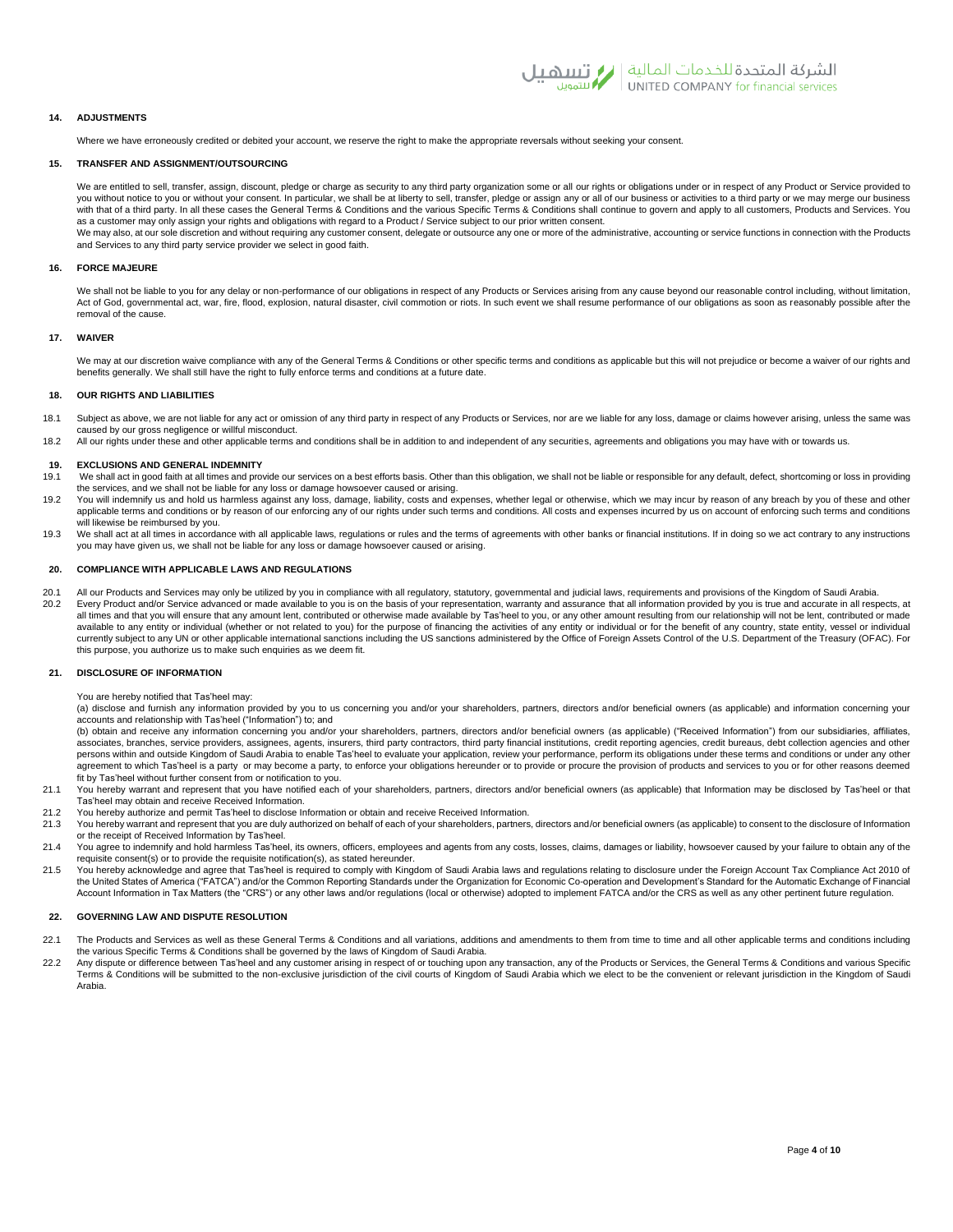## 14. ADJUSTMENTS

Where we have erroneously credited or debited your account, we reserve the right to make the appropriate reversals without seeking your consent.

## 15. TRANSFER AND ASSIGNMENT/OUTSOURCING

We are entitled to sell, transfer, assign, discount, pledge or charge as security to any third party organization some or all our rights or obligations under or in respect of any Product or Service provided to you without notice to you or without your consent. In particular, we shall be at liberty to sell, transfer, pledge or assign any or all of our business or activities to a third party or we may merge our business with that of a third party. In all these cases the General Terms & Conditions and the various Specific Terms & Conditions shall continue to govern and apply to all customers, Products and Services. You as a customer may only assign your rights and obligations with regard to a Product / Service subject to our prior written consent.

We may also, at our sole discretion and without requiring any customer consent, delegate or outsource any one or more of the administrative, accounting or service functions in connection with the Products and Services to any third party service provider we select in good faith.

## 16. FORCE MAJEURE

We shall not be liable to you for any delay or non-performance of our obligations in respect of any Products or Services arising from any cause beyond our reasonable control including, without limitation, Act of God, governmental act, war, fire, flood, explosion, natural disaster, civil commotion or riots. In such event we shall resume performance of our obligations as soon as reasonably possible after the removal of the cause.

## 17. WAIVER

We may at our discretion waive compliance with any of the General Terms & Conditions or other specific terms and conditions as applicable but this will not prejudice or become a waiver of our rights and benefits generally. We shall still have the right to fully enforce terms and conditions at a future date.

## 18. OUR RIGHTS AND LIABILITIES

18.1 Subject as above, we are not liable for any act or omission of any third party in respect of any Products or Services, nor are we liable for any loss, damage or claims however arising, unless the same was caused by our gross negligence or willful misconduct.

18.2 All our rights under these and other applicable terms and conditions shall be in addition to and independent of any securities, agreements and obligations you may have with or towards us.

## 19. EXCLUSIONS AND GENERAL INDEMNITY

19.1 We shall act in good faith at all times and provide our services on a best efforts basis. Other than this obligation, we shall not be liable or responsible for any default, defect, shortcoming or loss in providing the services, and we shall not be liable for any loss or damage howsoever caused or arising.

19.2 You will indemnify us and hold us harmless against any loss, damage, liability, costs and expenses, whether legal or otherwise, which we may incur by reason of any breach by you of these and other applicable terms and conditions or by reason of our enforcing any of our rights under such terms and conditions. All costs and expenses incurred by us on account of enforcing such terms and conditions will likewise be reimbursed by you.

19.3 We shall act at all times in accordance with all applicable laws, regulations or rules and the terms of agreements with other banks or financial institutions. If in doing so we act contrary to any instructions you may have given us, we shall not be liable for any loss or damage howsoever caused or arising.

## 20. COMPLIANCE WITH APPLICABLE LAWS AND REGULATIONS

20.1 All our Products and Services may only be utilized by you in compliance with all regulatory, statutory, governmental and judicial laws, requirements and provisions of the Kingdom of Saudi Arabia.

20.2 Every Product and/or Service advanced or made available to you is on the basis of your representation, warranty and assurance that all information provided by you is true and accurate in all respects, at all times and that you will ensure that any amount lent, contributed or otherwise made available by Tas'heel to you, or any other amount resulting from our relationship will not be lent, contributed or made available to any entity or individual (whether or not related to you) for the purpose of financing the activities of any entity or individual or for the benefit of any country, state entity, vessel or individual currently subject to any UN or other applicable international sanctions including the US sanctions administered by the Office of Foreign Assets Control of the U.S. Department of the Treasury (OFAC). For this purpose, you authorize us to make such enquiries as we deem fit.

## 21. DISCLOSURE OF INFORMATION

You are hereby notified that Tas'heel may:

(a) disclose and furnish any information provided by you to us concerning you and/or your shareholders, partners, directors and/or beneficial owners (as applicable) and information concerning your accounts and relationship with Tas'heel ("Information") to; and

(b) obtain and receive any information concerning you and/or your shareholders, partners, directors and/or beneficial owners (as applicable) ("Received Information") from our subsidiaries, affiliates, associates, branches, service providers, assignees, agents, insurers, third party contractors, third party financial institutions, credit reporting agencies, credit bureaus, debt collection agencies and other persons within and outside Kingdom of Saudi Arabia to enable Tas'heel to evaluate your application, review your performance, perform its obligations under these terms and conditions or under any other agreement to which Tas'heel is a party or may become a party, to enforce your obligations hereunder or to provide or procure the provision of products and services to you or for other reasons deemed fit by Tas'heel without further consent from or notification to you.

21.1 You hereby warrant and represent that you have notified each of your shareholders, partners, directors and/or beneficial owners (as applicable) that Information may be disclosed by Tas'heel or that Tas'heel may obtain and receive Received Information.

21.2 You hereby authorize and permit Tas'heel to disclose Information or obtain and receive Received Information.

21.3 You hereby warrant and represent that you are duly authorized on behalf of each of your shareholders, partners, directors and/or beneficial owners (as applicable) to consent to the disclosure of Information or the receipt of Received Information by Tas'heel.

21.4 You agree to indemnify and hold harmless Tas'heel, its owners, officers, employees and agents from any costs, losses, claims, damages or liability, howsoever caused by your failure to obtain any of the requisite consent(s) or to provide the requisite notification(s), as stated hereunder.

21.5 You hereby acknowledge and agree that Tas'heel is required to comply with Kingdom of Saudi Arabia laws and regulations relating to disclosure under the Foreign Account Tax Compliance Act 2010 of the United States of America ("FATCA") and/or the Common Reporting Standards under the Organization for Economic Co-operation and Development's Standard for the Automatic Exchange of Financial Account Information in Tax Matters (the "CRS") or any other laws and/or regulations (local or otherwise) adopted to implement FATCA and/or the CRS as well as any other pertinent future regulation.

## 22. GOVERNING LAW AND DISPUTE RESOLUTION

22.1 The Products and Services as well as these General Terms & Conditions and all variations, additions and amendments to them from time to time and all other applicable terms and conditions including the various Specific Terms & Conditions shall be governed by the laws of Kingdom of Saudi Arabia.

22.2 Any dispute or difference between Tas'heel and any customer arising in respect of or touching upon any transaction, any of the Products or Services, the General Terms & Conditions and various Specific Terms & Conditions will be submitted to the non-exclusive jurisdiction of the civil courts of Kingdom of Saudi Arabia which we elect to be the convenient or relevant jurisdiction in the Kingdom of Saudi Arabia.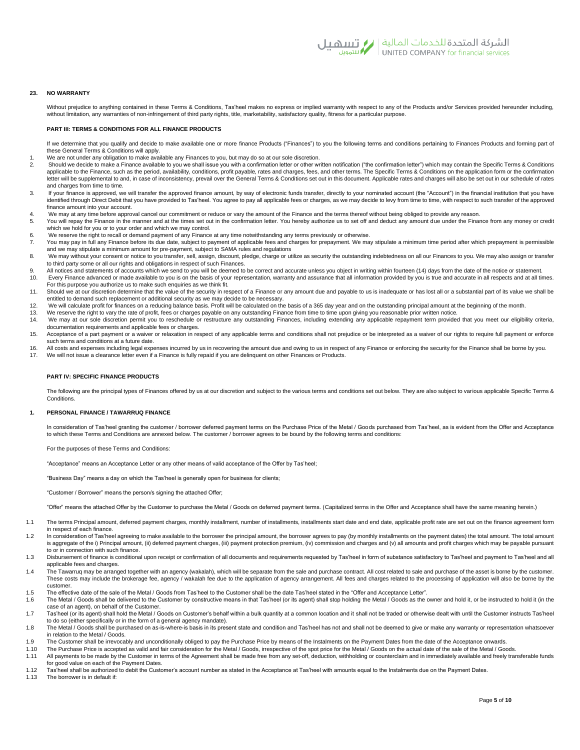## 23. NO WARRANTY

Without prejudice to anything contained in these Terms & Conditions, Tas'heel makes no express or implied warranty with respect to any of the Products and/or Services provided hereunder including, without limitation, any warranties of non-infringement of third party rights, title, marketability, satisfactory quality, fitness for a particular purpose.

### PART III: TERMS & CONDITIONS FOR ALL FINANCE PRODUCTS

If we determine that you qualify and decide to make available one or more finance Products ("Finances") to you the following terms and conditions pertaining to Finances Products and forming part of these General Terms & Conditions will apply.

1. We are not under any obligation to make available any Finances to you, but may do so at our sole discretion.
2. Should we decide to make a Finance available to you we shall issue you with a confirmation letter or other written notification ("the confirmation letter") which may contain the Specific Terms & Conditions applicable to the Finance, such as the period, availability, conditions, profit payable, rates and charges, fees, and other terms. The Specific Terms & Conditions on the application form or the confirmation letter will be supplemental to and, in case of inconsistency, prevail over the General Terms & Conditions set out in this document. Applicable rates and charges will also be set out in our schedule of rates and charges from time to time.
3. If your finance is approved, we will transfer the approved finance amount, by way of electronic funds transfer, directly to your nominated account (the "Account") in the financial institution that you have identified through Direct Debit that you have provided to Tas'heel. You agree to pay all applicable fees or charges, as we may decide to levy from time to time, with respect to such transfer of the approved finance amount into your account.
4. We may at any time before approval cancel our commitment or reduce or vary the amount of the Finance and the terms thereof without being obliged to provide any reason.
5. You will repay the Finance in the manner and at the times set out in the confirmation letter. You hereby authorize us to set off and deduct any amount due under the Finance from any money or credit which we hold for you or to your order and which we may control.
6. We reserve the right to recall or demand payment of any Finance at any time notwithstanding any terms previously or otherwise.
7. You may pay in full any Finance before its due date, subject to payment of applicable fees and charges for prepayment. We may stipulate a minimum time period after which prepayment is permissible and we may stipulate a minimum amount for pre-payment, subject to SAMA rules and regulations
8. We may without your consent or notice to you transfer, sell, assign, discount, pledge, charge or utilize as security the outstanding indebtedness on all our Finances to you. We may also assign or transfer to third party some or all our rights and obligations in respect of such Finances.
9. All notices and statements of accounts which we send to you will be deemed to be correct and accurate unless you object in writing within fourteen (14) days from the date of the notice or statement.
10. Every Finance advanced or made available to you is on the basis of your representation, warranty and assurance that all information provided by you is true and accurate in all respects and at all times. For this purpose you authorize us to make such enquiries as we think fit.
11. Should we at our discretion determine that the value of the security in respect of a Finance or any amount due and payable to us is inadequate or has lost all or a substantial part of its value we shall be entitled to demand such replacement or additional security as we may decide to be necessary.
12. We will calculate profit for finances on a reducing balance basis. Profit will be calculated on the basis of a 365 day year and on the outstanding principal amount at the beginning of the month.
13. We reserve the right to vary the rate of profit, fees or charges payable on any outstanding Finance from time to time upon giving you reasonable prior written notice.
14. We may at our sole discretion permit you to reschedule or restructure any outstanding Finances, including extending any applicable repayment term provided that you meet our eligibility criteria, documentation requirements and applicable fees or charges.
15. Acceptance of a part payment or a waiver or relaxation in respect of any applicable terms and conditions shall not prejudice or be interpreted as a waiver of our rights to require full payment or enforce such terms and conditions at a future date.
16. All costs and expenses including legal expenses incurred by us in recovering the amount due and owing to us in respect of any Finance or enforcing the security for the Finance shall be borne by you.
17. We will not issue a clearance letter even if a Finance is fully repaid if you are delinquent on other Finances or Products.

### PART IV: SPECIFIC FINANCE PRODUCTS

The following are the principal types of Finances offered by us at our discretion and subject to the various terms and conditions set out below. They are also subject to various applicable Specific Terms & Conditions.

## 1. PERSONAL FINANCE / TAWARRUQ FINANCE

In consideration of Tas'heel granting the customer / borrower deferred payment terms on the Purchase Price of the Metal / Goods purchased from Tas'heel, as is evident from the Offer and Acceptance to which these Terms and Conditions are annexed below. The customer / borrower agrees to be bound by the following terms and conditions:

For the purposes of these Terms and Conditions:

"Acceptance" means an Acceptance Letter or any other means of valid acceptance of the Offer by Tas'heel;

"Business Day" means a day on which the Tas'heel is generally open for business for clients;

"Customer / Borrower" means the person/s signing the attached Offer;

"Offer" means the attached Offer by the Customer to purchase the Metal / Goods on deferred payment terms. (Capitalized terms in the Offer and Acceptance shall have the same meaning herein.)

- 1.1 The terms Principal amount, deferred payment charges, monthly installment, number of installments, installments start date and end date, applicable profit rate are set out on the finance agreement form in respect of each finance.
- 1.2 In consideration of Tas'heel agreeing to make available to the borrower the principal amount, the borrower agrees to pay (by monthly installments on the payment dates) the total amount. The total amount is aggregate of the i) Principal amount, (ii) deferred payment charges, (iii) payment protection premium, (iv) commission and charges and (v) all amounts and profit charges which may be payable pursuant to or in connection with such finance.
- 1.3 Disbursement of finance is conditional upon receipt or confirmation of all documents and requirements requested by Tas'heel in form of substance satisfactory to Tas'heel and payment to Tas'heel and all applicable fees and charges.
- 1.4 The Tawarruq may be arranged together with an agency (wakalah), which will be separate from the sale and purchase contract. All cost related to sale and purchase of the asset is borne by the customer. These costs may include the brokerage fee, agency / wakalah fee due to the application of agency arrangement. All fees and charges related to the processing of application will also be borne by the customer.
- 1.5 The effective date of the sale of the Metal / Goods from Tas'heel to the Customer shall be the date Tas'heel stated in the "Offer and Acceptance Letter".
- 1.6 The Metal / Goods shall be delivered to the Customer by constructive means in that Tas'heel (or its agent) shall stop holding the Metal / Goods as the owner and hold it, or be instructed to hold it (in the case of an agent), on behalf of the Customer.
- 1.7 Tas'heel (or its agent) shall hold the Metal / Goods on Customer's behalf within a bulk quantity at a common location and it shall not be traded or otherwise dealt with until the Customer instructs Tas'heel to do so (either specifically or in the form of a general agency mandate).
- 1.8 The Metal / Goods shall be purchased on as-is-where-is basis in its present state and condition and Tas'heel has not and shall not be deemed to give or make any warranty or representation whatsoever in relation to the Metal / Goods.
- 1.9 The Customer shall be irrevocably and unconditionally obliged to pay the Purchase Price by means of the Instalments on the Payment Dates from the date of the Acceptance onwards.
- 1.10 The Purchase Price is accepted as valid and fair consideration for the Metal / Goods, irrespective of the spot price for the Metal / Goods on the actual date of the sale of the Metal / Goods.
- 1.11 All payments to be made by the Customer in terms of the Agreement shall be made free from any set-off, deduction, withholding or counterclaim and in immediately available and freely transferable funds for good value on each of the Payment Dates.
- 1.12 Tas'heel shall be authorized to debit the Customer's account number as stated in the Acceptance at Tas'heel with amounts equal to the Instalments due on the Payment Dates.
- 1.13 The borrower is in default if: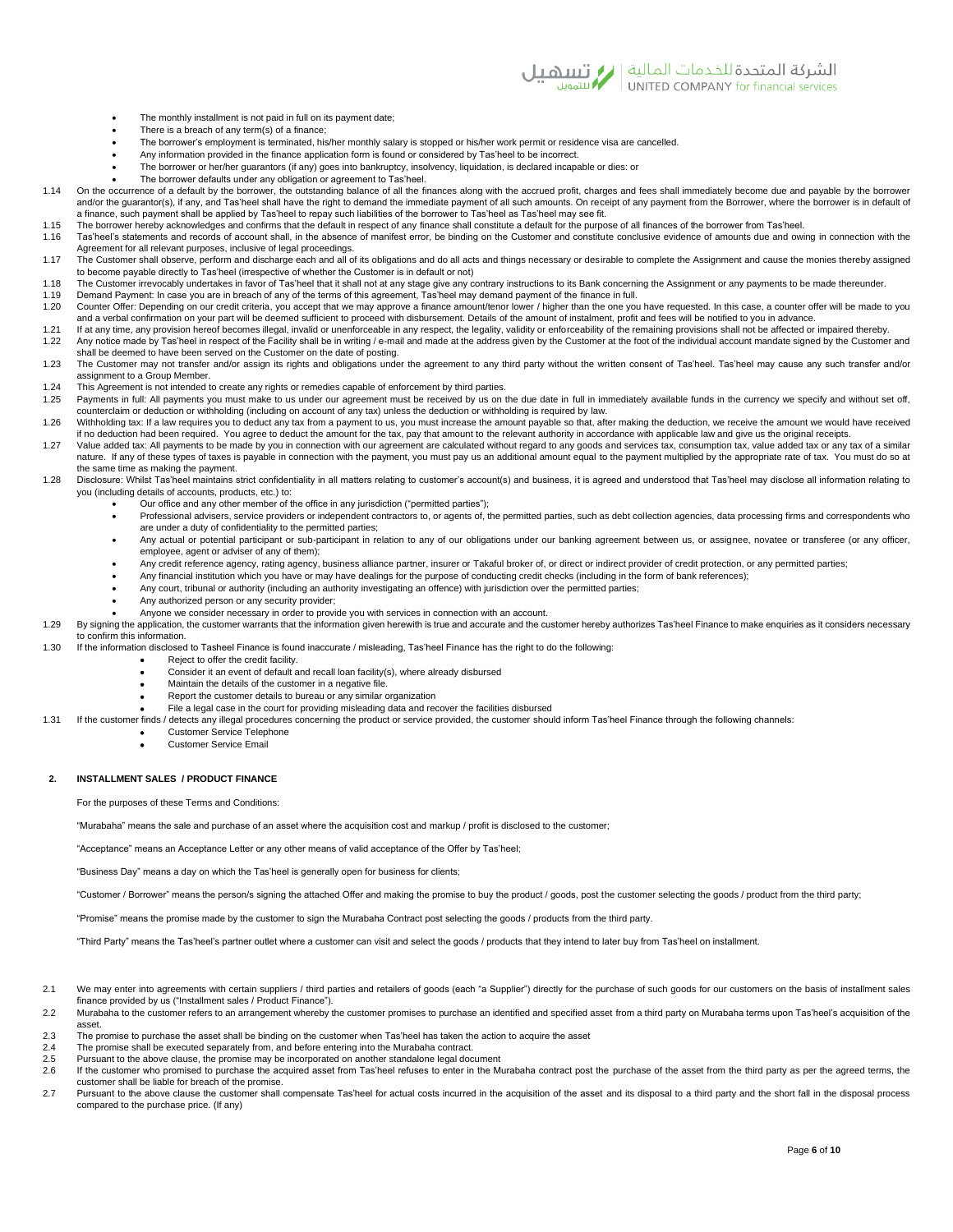- The monthly installment is not paid in full on its payment date;
- There is a breach of any term(s) of a finance;
- The borrower's employment is terminated, his/her monthly salary is stopped or his/her work permit or residence visa are cancelled.
- Any information provided in the finance application form is found or considered by Tas'heel to be incorrect.
- The borrower or her/her guarantors (if any) goes into bankruptcy, insolvency, liquidation, is declared incapable or dies: or
- The borrower defaults under any obligation or agreement to Tas'heel.

1.14 On the occurrence of a default by the borrower, the outstanding balance of all the finances along with the accrued profit, charges and fees shall immediately become due and payable by the borrower and/or the guarantor(s), if any, and Tas'heel shall have the right to demand the immediate payment of all such amounts. On receipt of any payment from the Borrower, where the borrower is in default of a finance, such payment shall be applied by Tas'heel to repay such liabilities of the borrower to Tas'heel as Tas'heel may see fit.

1.15 The borrower hereby acknowledges and confirms that the default in respect of any finance shall constitute a default for the purpose of all finances of the borrower from Tas'heel.

1.16 Tas'heel's statements and records of account shall, in the absence of manifest error, be binding on the Customer and constitute conclusive evidence of amounts due and owing in connection with the Agreement for all relevant purposes, inclusive of legal proceedings.

1.17 The Customer shall observe, perform and discharge each and all of its obligations and do all acts and things necessary or desirable to complete the Assignment and cause the monies thereby assigned to become payable directly to Tas'heel (irrespective of whether the Customer is in default or not)

1.18 The Customer irrevocably undertakes in favor of Tas'heel that it shall not at any stage give any contrary instructions to its Bank concerning the Assignment or any payments to be made thereunder.

1.19 Demand Payment: In case you are in breach of any of the terms of this agreement, Tas'heel may demand payment of the finance in full.

1.20 Counter Offer: Depending on our credit criteria, you accept that we may approve a finance amount/tenor lower / higher than the one you have requested. In this case, a counter offer will be made to you and a verbal confirmation on your part will be deemed sufficient to proceed with disbursement. Details of the amount of instalment, profit and fees will be notified to you in advance.

1.21 If at any time, any provision hereof becomes illegal, invalid or unenforceable in any respect, the legality, validity or enforceability of the remaining provisions shall not be affected or impaired thereby.

1.22 Any notice made by Tas'heel in respect of the Facility shall be in writing / e-mail and made at the address given by the Customer at the foot of the individual account mandate signed by the Customer and shall be deemed to have been served on the Customer on the date of posting.

1.23 The Customer may not transfer and/or assign its rights and obligations under the agreement to any third party without the written consent of Tas'heel. Tas'heel may cause any such transfer and/or assignment to a Group Member.

1.24 This Agreement is not intended to create any rights or remedies capable of enforcement by third parties.

1.25 Payments in full: All payments you must make to us under our agreement must be received by us on the due date in full in immediately available funds in the currency we specify and without set off, counterclaim or deduction or withholding (including on account of any tax) unless the deduction or withholding is required by law.

1.26 Withholding tax: If a law requires you to deduct any tax from a payment to us, you must increase the amount payable so that, after making the deduction, we receive the amount we would have received if no deduction had been required. You agree to deduct the amount for the tax, pay that amount to the relevant authority in accordance with applicable law and give us the original receipts.

1.27 Value added tax: All payments to be made by you in connection with our agreement are calculated without regard to any goods and services tax, consumption tax, value added tax or any tax of a similar nature. If any of these types of taxes is payable in connection with the payment, you must pay us an additional amount equal to the payment multiplied by the appropriate rate of tax. You must do so at the same time as making the payment.

1.28 Disclosure: Whilst Tas'heel maintains strict confidentiality in all matters relating to customer's account(s) and business, it is agreed and understood that Tas'heel may disclose all information relating to you (including details of accounts, products, etc.) to:

- Our office and any other member of the office in any jurisdiction ("permitted parties");
- Professional advisers, service providers or independent contractors to, or agents of, the permitted parties, such as debt collection agencies, data processing firms and correspondents who are under a duty of confidentiality to the permitted parties;
- Any actual or potential participant or sub-participant in relation to any of our obligations under our banking agreement between us, or assignee, novatee or transferee (or any officer, employee, agent or adviser of any of them);
- Any credit reference agency, rating agency, business alliance partner, insurer or Takaful broker of, or direct or indirect provider of credit protection, or any permitted parties;
- Any financial institution which you have or may have dealings for the purpose of conducting credit checks (including in the form of bank references);
- Any court, tribunal or authority (including an authority investigating an offence) with jurisdiction over the permitted parties;
- Any authorized person or any security provider;
- Anyone we consider necessary in order to provide you with services in connection with an account.

1.29 By signing the application, the customer warrants that the information given herewith is true and accurate and the customer hereby authorizes Tas'heel Finance to make enquiries as it considers necessary to confirm this information.

1.30 If the information disclosed to Tasheel Finance is found inaccurate / misleading, Tas'heel Finance has the right to do the following:

- Reject to offer the credit facility.
- Consider it an event of default and recall loan facility(s), where already disbursed
- Maintain the details of the customer in a negative file.
- Report the customer details to bureau or any similar organization
- File a legal case in the court for providing misleading data and recover the facilities disbursed

1.31 If the customer finds / detects any illegal procedures concerning the product or service provided, the customer should inform Tas'heel Finance through the following channels:

- Customer Service Telephone
- Customer Service Email

## 2. INSTALLMENT SALES / PRODUCT FINANCE

For the purposes of these Terms and Conditions:

"Murabaha" means the sale and purchase of an asset where the acquisition cost and markup / profit is disclosed to the customer;

"Acceptance" means an Acceptance Letter or any other means of valid acceptance of the Offer by Tas'heel;

"Business Day" means a day on which the Tas'heel is generally open for business for clients;

"Customer / Borrower" means the person/s signing the attached Offer and making the promise to buy the product / goods, post the customer selecting the goods / product from the third party;

"Promise" means the promise made by the customer to sign the Murabaha Contract post selecting the goods / products from the third party.

"Third Party" means the Tas'heel's partner outlet where a customer can visit and select the goods / products that they intend to later buy from Tas'heel on installment.

2.1 We may enter into agreements with certain suppliers / third parties and retailers of goods (each "a Supplier") directly for the purchase of such goods for our customers on the basis of installment sales finance provided by us ("Installment sales / Product Finance").

2.2 Murabaha to the customer refers to an arrangement whereby the customer promises to purchase an identified and specified asset from a third party on Murabaha terms upon Tas'heel's acquisition of the asset.

2.3 The promise to purchase the asset shall be binding on the customer when Tas'heel has taken the action to acquire the asset

2.4 The promise shall be executed separately from, and before entering into the Murabaha contract.

2.5 Pursuant to the above clause, the promise may be incorporated on another standalone legal document

2.6 If the customer who promised to purchase the acquired asset from Tas'heel refuses to enter in the Murabaha contract post the purchase of the asset from the third party as per the agreed terms, the customer shall be liable for breach of the promise.

2.7 Pursuant to the above clause the customer shall compensate Tas'heel for actual costs incurred in the acquisition of the asset and its disposal to a third party and the short fall in the disposal process compared to the purchase price. (If any)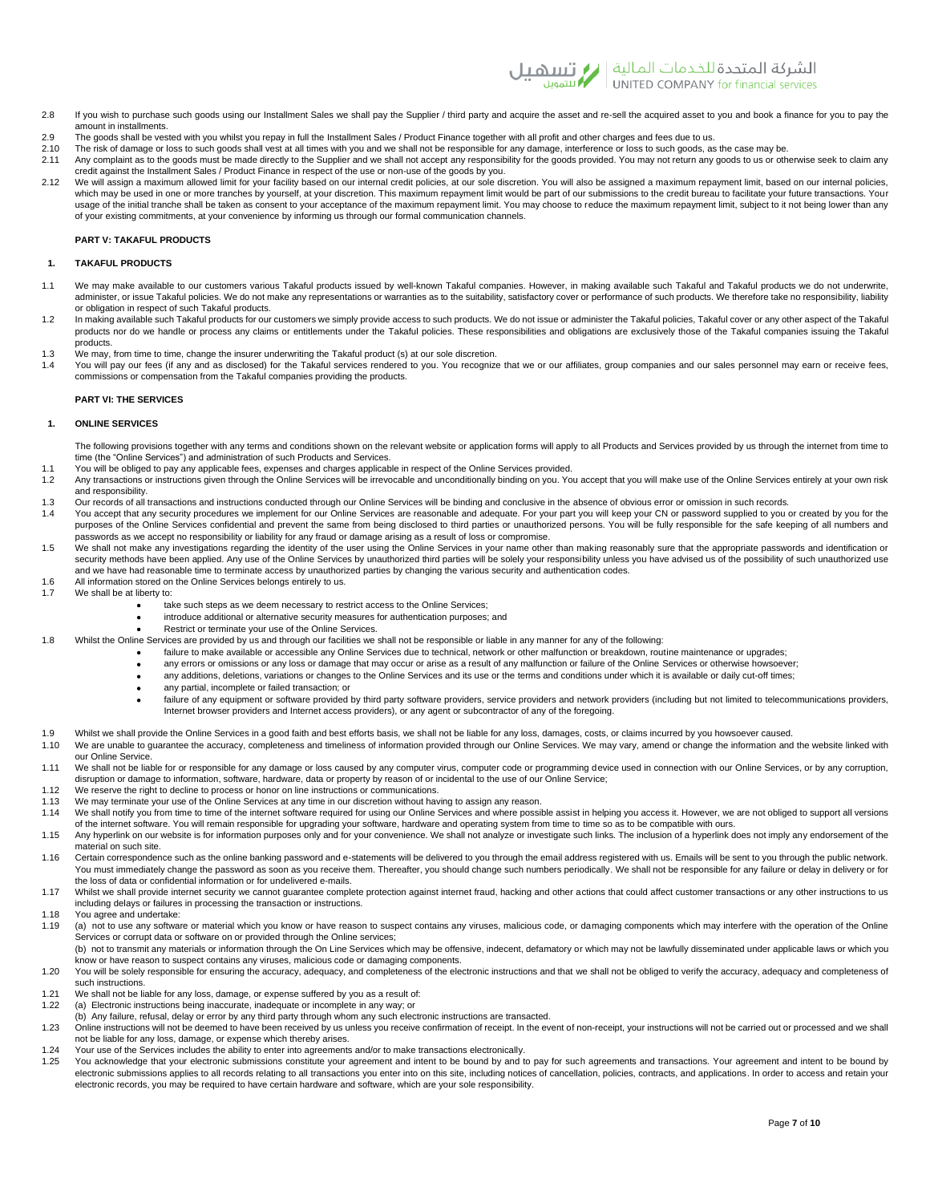2.8 If you wish to purchase such goods using our Installment Sales we shall pay the Supplier / third party and acquire the asset and re-sell the acquired asset to you and book a finance for you to pay the amount in installments.

2.9 The goods shall be vested with you whilst you repay in full the Installment Sales / Product Finance together with all profit and other charges and fees due to us.

2.10 The risk of damage or loss to such goods shall vest at all times with you and we shall not be responsible for any damage, interference or loss to such goods, as the case may be.

2.11 Any complaint as to the goods must be made directly to the Supplier and we shall not accept any responsibility for the goods provided. You may not return any goods to us or otherwise seek to claim any credit against the Installment Sales / Product Finance in respect of the use or non-use of the goods by you.

2.12 We will assign a maximum allowed limit for your facility based on our internal credit policies, at our sole discretion. You will also be assigned a maximum repayment limit, based on our internal policies, which may be used in one or more tranches by yourself, at your discretion. This maximum repayment limit would be part of our submissions to the credit bureau to facilitate your future transactions. Your usage of the initial tranche shall be taken as consent to your acceptance of the maximum repayment limit. You may choose to reduce the maximum repayment limit, subject to it not being lower than any of your existing commitments, at your convenience by informing us through our formal communication channels.

## PART V: TAKAFUL PRODUCTS

### 1. TAKAFUL PRODUCTS

1.1 We may make available to our customers various Takaful products issued by well-known Takaful companies. However, in making available such Takaful and Takaful products we do not underwrite, administer, or issue Takaful policies. We do not make any representations or warranties as to the suitability, satisfactory cover or performance of such products. We therefore take no responsibility, liability or obligation in respect of such Takaful products.

1.2 In making available such Takaful products for our customers we simply provide access to such products. We do not issue or administer the Takaful policies, Takaful cover or any other aspect of the Takaful products nor do we handle or process any claims or entitlements under the Takaful policies. These responsibilities and obligations are exclusively those of the Takaful companies issuing the Takaful products.

1.3 We may, from time to time, change the insurer underwriting the Takaful product (s) at our sole discretion.

1.4 You will pay our fees (if any and as disclosed) for the Takaful services rendered to you. You recognize that we or our affiliates, group companies and our sales personnel may earn or receive fees, commissions or compensation from the Takaful companies providing the products.

## PART VI: THE SERVICES

### 1. ONLINE SERVICES

The following provisions together with any terms and conditions shown on the relevant website or application forms will apply to all Products and Services provided by us through the internet from time to time (the "Online Services") and administration of such Products and Services.

1.1 You will be obliged to pay any applicable fees, expenses and charges applicable in respect of the Online Services provided.

1.2 Any transactions or instructions given through the Online Services will be irrevocable and unconditionally binding on you. You accept that you will make use of the Online Services entirely at your own risk and responsibility.

1.3 Our records of all transactions and instructions conducted through our Online Services will be binding and conclusive in the absence of obvious error or omission in such records.

1.4 You accept that any security procedures we implement for our Online Services are reasonable and adequate. For your part you will keep your CN or password supplied to you or created by you for the purposes of the Online Services confidential and prevent the same from being disclosed to third parties or unauthorized persons. You will be fully responsible for the safe keeping of all numbers and passwords as we accept no responsibility or liability for any fraud or damage arising as a result of loss or compromise.

1.5 We shall not make any investigations regarding the identity of the user using the Online Services in your name other than making reasonably sure that the appropriate passwords and identification or security methods have been applied. Any use of the Online Services by unauthorized third parties will be solely your responsibility unless you have advised us of the possibility of such unauthorized use and we have had reasonable time to terminate access by unauthorized parties by changing the various security and authentication codes.

1.6 All information stored on the Online Services belongs entirely to us.

1.7 We shall be at liberty to:

- take such steps as we deem necessary to restrict access to the Online Services;
- introduce additional or alternative security measures for authentication purposes; and
- Restrict or terminate your use of the Online Services.

1.8 Whilst the Online Services are provided by us and through our facilities we shall not be responsible or liable in any manner for any of the following:

- failure to make available or accessible any Online Services due to technical, network or other malfunction or breakdown, routine maintenance or upgrades;
- any errors or omissions or any loss or damage that may occur or arise as a result of any malfunction or failure of the Online Services or otherwise howsoever;
- any additions, deletions, variations or changes to the Online Services and its use or the terms and conditions under which it is available or daily cut-off times;
- any partial, incomplete or failed transaction; or
- failure of any equipment or software provided by third party software providers, service providers and network providers (including but not limited to telecommunications providers, Internet browser providers and Internet access providers), or any agent or subcontractor of any of the foregoing.

1.9 Whilst we shall provide the Online Services in a good faith and best efforts basis, we shall not be liable for any loss, damages, costs, or claims incurred by you howsoever caused.

1.10 We are unable to guarantee the accuracy, completeness and timeliness of information provided through our Online Services. We may vary, amend or change the information and the website linked with our Online Service.

1.11 We shall not be liable for or responsible for any damage or loss caused by any computer virus, computer code or programming device used in connection with our Online Services, or by any corruption, disruption or damage to information, software, hardware, data or property by reason of or incidental to the use of our Online Service;

1.12 We reserve the right to decline to process or honor on line instructions or communications.

1.13 We may terminate your use of the Online Services at any time in our discretion without having to assign any reason.

1.14 We shall notify you from time to time of the internet software required for using our Online Services and where possible assist in helping you access it. However, we are not obliged to support all versions of the internet software. You will remain responsible for upgrading your software, hardware and operating system from time to time so as to be compatible with ours.

1.15 Any hyperlink on our website is for information purposes only and for your convenience. We shall not analyze or investigate such links. The inclusion of a hyperlink does not imply any endorsement of the material on such site.

1.16 Certain correspondence such as the online banking password and e-statements will be delivered to you through the email address registered with us. Emails will be sent to you through the public network. You must immediately change the password as soon as you receive them. Thereafter, you should change such numbers periodically. We shall not be responsible for any failure or delay in delivery or for the loss of data or confidential information or for undelivered e-mails.

1.17 Whilst we shall provide internet security we cannot guarantee complete protection against internet fraud, hacking and other actions that could affect customer transactions or any other instructions to us including delays or failures in processing the transaction or instructions.

1.18 You agree and undertake:

1.19 (a) not to use any software or material which you know or have reason to suspect contains any viruses, malicious code, or damaging components which may interfere with the operation of the Online Services or corrupt data or software on or provided through the Online services;

(b) not to transmit any materials or information through the On Line Services which may be offensive, indecent, defamatory or which may not be lawfully disseminated under applicable laws or which you know or have reason to suspect contains any viruses, malicious code or damaging components.

1.20 You will be solely responsible for ensuring the accuracy, adequacy, and completeness of the electronic instructions and that we shall not be obliged to verify the accuracy, adequacy and completeness of such instructions.

1.21 We shall not be liable for any loss, damage, or expense suffered by you as a result of:

1.22 (a) Electronic instructions being inaccurate, inadequate or incomplete in any way; or

(b) Any failure, refusal, delay or error by any third party through whom any such electronic instructions are transacted.

1.23 Online instructions will not be deemed to have been received by us unless you receive confirmation of receipt. In the event of non-receipt, your instructions will not be carried out or processed and we shall not be liable for any loss, damage, or expense which thereby arises.

1.24 Your use of the Services includes the ability to enter into agreements and/or to make transactions electronically.

1.25 You acknowledge that your electronic submissions constitute your agreement and intent to be bound by and to pay for such agreements and transactions. Your agreement and intent to be bound by electronic submissions applies to all records relating to all transactions you enter into on this site, including notices of cancellation, policies, contracts, and applications. In order to access and retain your electronic records, you may be required to have certain hardware and software, which are your sole responsibility.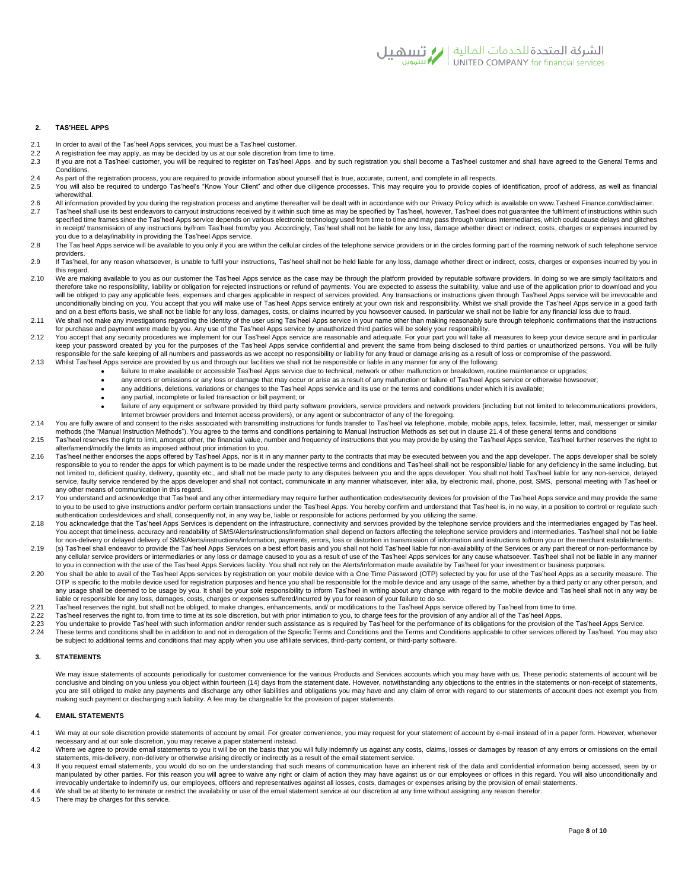## 2. TAS'HEEL APPS

2.1 In order to avail of the Tas'heel Apps services, you must be a Tas'heel customer.

2.2 A registration fee may apply, as may be decided by us at our sole discretion from time to time.

2.3 If you are not a Tas'heel customer, you will be required to register on Tas'heel Apps and by such registration you shall become a Tas'heel customer and shall have agreed to the General Terms and Conditions.

2.4 As part of the registration process, you are required to provide information about yourself that is true, accurate, current, and complete in all respects.

2.5 You will also be required to undergo Tas'heel's "Know Your Client" and other due diligence processes. This may require you to provide copies of identification, proof of address, as well as financial wherewithal.

2.6 All information provided by you during the registration process and anytime thereafter will be dealt with in accordance with our Privacy Policy which is available on www.Tasheel Finance.com/disclaimer.

2.7 Tas'heel shall use its best endeavors to carryout instructions received by it within such time as may be specified by Tas'heel, however, Tas'heel does not guarantee the fulfilment of instructions within such specified time frames since the Tas'heel Apps service depends on various electronic technology used from time to time and may pass through various intermediaries, which could cause delays and glitches in receipt/ transmission of any instructions by/from Tas'heel from/by you. Accordingly, Tas'heel shall not be liable for any loss, damage whether direct or indirect, costs, charges or expenses incurred by you due to a delay/inability in providing the Tas'heel Apps service.

2.8 The Tas'heel Apps service will be available to you only if you are within the cellular circles of the telephone service providers or in the circles forming part of the roaming network of such telephone service providers.

2.9 If Tas'heel, for any reason whatsoever, is unable to fulfil your instructions, Tas'heel shall not be held liable for any loss, damage whether direct or indirect, costs, charges or expenses incurred by you in this regard.

2.10 We are making available to you as our customer the Tas'heel Apps service as the case may be through the platform provided by reputable software providers. In doing so we are simply facilitators and therefore take no responsibility, liability or obligation for rejected instructions or refund of payments. You are expected to assess the suitability, value and use of the application prior to download and you will be obliged to pay any applicable fees, expenses and charges applicable in respect of services provided. Any transactions or instructions given through Tas'heel Apps service will be irrevocable and unconditionally binding on you. You accept that you will make use of Tas'heel Apps service entirely at your own risk and responsibility. Whilst we shall provide the Tas'heel Apps service in a good faith and on a best efforts basis, we shall not be liable for any loss, damages, costs, or claims incurred by you howsoever caused. In particular we shall not be liable for any financial loss due to fraud.

2.11 We shall not make any investigations regarding the identity of the user using Tas'heel Apps service in your name other than making reasonably sure through telephonic confirmations that the instructions for purchase and payment were made by you. Any use of the Tas'heel Apps service by unauthorized third parties will be solely your responsibility.

2.12 You accept that any security procedures we implement for our Tas'heel Apps service are reasonable and adequate. For your part you will take all measures to keep your device secure and in particular keep your password created by you for the purposes of the Tas'heel Apps service confidential and prevent the same from being disclosed to third parties or unauthorized persons. You will be fully responsible for the safe keeping of all numbers and passwords as we accept no responsibility or liability for any fraud or damage arising as a result of loss or compromise of the password.

2.13 Whilst Tas'heel Apps service are provided by us and through our facilities we shall not be responsible or liable in any manner for any of the following:

- failure to make available or accessible Tas'heel Apps service due to technical, network or other malfunction or breakdown, routine maintenance or upgrades;
- any errors or omissions or any loss or damage that may occur or arise as a result of any malfunction or failure of Tas'heel Apps service or otherwise howsoever;
- any additions, deletions, variations or changes to the Tas'heel Apps service and its use or the terms and conditions under which it is available;
- any partial, incomplete or failed transaction or bill payment; or
- failure of any equipment or software provided by third party software providers, service providers and network providers (including but not limited to telecommunications providers, Internet browser providers and Internet access providers), or any agent or subcontractor of any of the foregoing.

2.14 You are fully aware of and consent to the risks associated with transmitting instructions for funds transfer to Tas'heel via telephone, mobile, mobile apps, telex, facsimile, letter, mail, messenger or similar methods (the "Manual Instruction Methods"). You agree to the terms and conditions pertaining to Manual Instruction Methods as set out in clause 21.4 of these general terms and conditions

2.15 Tas'heel reserves the right to limit, amongst other, the financial value, number and frequency of instructions that you may provide by using the Tas'heel Apps service, Tas'heel further reserves the right to alter/amend/modify the limits as imposed without prior intimation to you.

2.16 Tas'heel neither endorses the apps offered by Tas'heel Apps, nor is it in any manner party to the contracts that may be executed between you and the app developer. The apps developer shall be solely responsible to you to render the apps for which payment is to be made under the respective terms and conditions and Tas'heel shall not be responsible/ liable for any deficiency in the same including, but not limited to, deficient quality, delivery, quantity etc., and shall not be made party to any disputes between you and the apps developer. You shall not hold Tas'heel liable for any non-service, delayed service, faulty service rendered by the apps developer and shall not contact, communicate in any manner whatsoever, inter alia, by electronic mail, phone, post, SMS, personal meeting with Tas'heel or any other means of communication in this regard.

2.17 You understand and acknowledge that Tas'heel and any other intermediary may require further authentication codes/security devices for provision of the Tas'heel Apps service and may provide the same to you to be used to give instructions and/or perform certain transactions under the Tas'heel Apps. You hereby confirm and understand that Tas'heel is, in no way, in a position to control or regulate such authentication codes/devices and shall, consequently not, in any way be, liable or responsible for actions performed by you utilizing the same.

2.18 You acknowledge that the Tas'heel Apps Services is dependent on the infrastructure, connectivity and services provided by the telephone service providers and the intermediaries engaged by Tas'heel. You accept that timeliness, accuracy and readability of SMS/Alerts/instructions/information shall depend on factors affecting the telephone service providers and intermediaries. Tas'heel shall not be liable for non-delivery or delayed delivery of SMS/Alerts/instructions/information, payments, errors, loss or distortion in transmission of information and instructions to/from you or the merchant establishments.

2.19 (s) Tas'heel shall endeavor to provide the Tas'heel Apps Services on a best effort basis and you shall not hold Tas'heel liable for non-availability of the Services or any part thereof or non-performance by any cellular service providers or intermediaries or any loss or damage caused to you as a result of use of the Tas'heel Apps services for any cause whatsoever. Tas'heel shall not be liable in any manner to you in connection with the use of the Tas'heel Apps Services facility. You shall not rely on the Alerts/information made available by Tas'heel for your investment or business purposes.

2.20 You shall be able to avail of the Tas'heel Apps services by registration on your mobile device with a One Time Password (OTP) selected by you for use of the Tas'heel Apps as a security measure. The OTP is specific to the mobile device used for registration purposes and hence you shall be responsible for the mobile device and any usage of the same, whether by a third party or any other person, and any usage shall be deemed to be usage by you. It shall be your sole responsibility to inform Tas'heel in writing about any change with regard to the mobile device and Tas'heel shall not in any way be liable or responsible for any loss, damages, costs, charges or expenses suffered/incurred by you for reason of your failure to do so.

2.21 Tas'heel reserves the right, but shall not be obliged, to make changes, enhancements, and/ or modifications to the Tas'heel Apps service offered by Tas'heel from time to time.

2.22 Tas'heel reserves the right to, from time to time at its sole discretion, but with prior intimation to you, to charge fees for the provision of any and/or all of the Tas'heel Apps.

2.23 You undertake to provide Tas'heel with such information and/or render such assistance as is required by Tas'heel for the performance of its obligations for the provision of the Tas'heel Apps Service.

2.24 These terms and conditions shall be in addition to and not in derogation of the Specific Terms and Conditions and the Terms and Conditions applicable to other services offered by Tas'heel. You may also be subject to additional terms and conditions that may apply when you use affiliate services, third-party content, or third-party software.

## 3. STATEMENTS

We may issue statements of accounts periodically for customer convenience for the various Products and Services accounts which you may have with us. These periodic statements of account will be conclusive and binding on you unless you object within fourteen (14) days from the statement date. However, notwithstanding any objections to the entries in the statements or non-receipt of statements, you are still obliged to make any payments and discharge any other liabilities and obligations you may have and any claim of error with regard to our statements of account does not exempt you from making such payment or discharging such liability. A fee may be chargeable for the provision of paper statements.

## 4. EMAIL STATEMENTS

4.1 We may at our sole discretion provide statements of account by email. For greater convenience, you may request for your statement of account by e-mail instead of in a paper form. However, whenever necessary and at our sole discretion, you may receive a paper statement instead.

4.2 Where we agree to provide email statements to you it will be on the basis that you will fully indemnify us against any costs, claims, losses or damages by reason of any errors or omissions on the email statements, mis-delivery, non-delivery or otherwise arising directly or indirectly as a result of the email statement service.

4.3 If you request email statements, you would do so on the understanding that such means of communication have an inherent risk of the data and confidential information being accessed, seen by or manipulated by other parties. For this reason you will agree to waive any right or claim of action they may have against us or our employees or offices in this regard. You will also unconditionally and irrevocably undertake to indemnify us, our employees, officers and representatives against all losses, costs, damages or expenses arising by the provision of email statements.

4.4 We shall be at liberty to terminate or restrict the availability or use of the email statement service at our discretion at any time without assigning any reason therefor.

4.5 There may be charges for this service.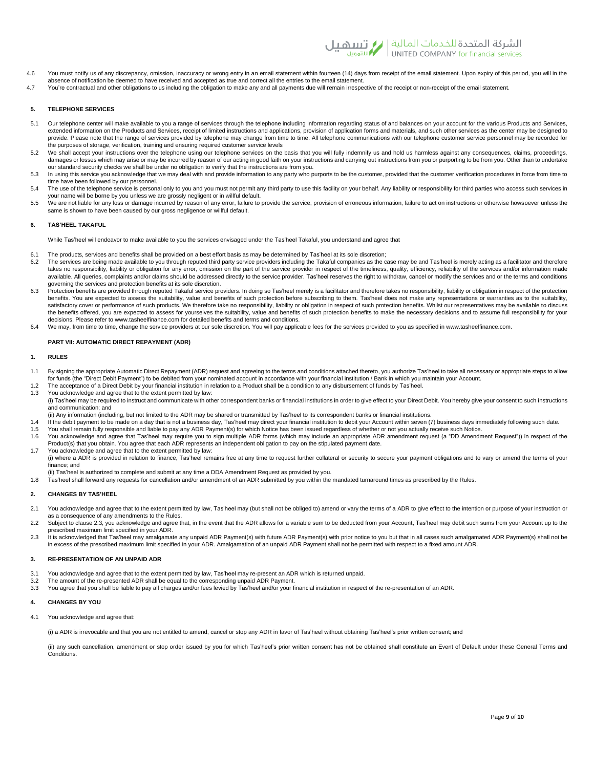4.6 You must notify us of any discrepancy, omission, inaccuracy or wrong entry in an email statement within fourteen (14) days from receipt of the email statement. Upon expiry of this period, you will in the absence of notification be deemed to have received and accepted as true and correct all the entries to the email statement.

4.7 You're contractual and other obligations to us including the obligation to make any and all payments due will remain irrespective of the receipt or non-receipt of the email statement.

### 5. TELEPHONE SERVICES

5.1 Our telephone center will make available to you a range of services through the telephone including information regarding status of and balances on your account for the various Products and Services, extended information on the Products and Services, receipt of limited instructions and applications, provision of application forms and materials, and such other services as the center may be designed to provide. Please note that the range of services provided by telephone may change from time to time. All telephone communications with our telephone customer service personnel may be recorded for the purposes of storage, verification, training and ensuring required customer service levels

5.2 We shall accept your instructions over the telephone using our telephone services on the basis that you will fully indemnify us and hold us harmless against any consequences, claims, proceedings, damages or losses which may arise or may be incurred by reason of our acting in good faith on your instructions and carrying out instructions from you or purporting to be from you. Other than to undertake our standard security checks we shall be under no obligation to verify that the instructions are from you.

5.3 In using this service you acknowledge that we may deal with and provide information to any party who purports to be the customer, provided that the customer verification procedures in force from time to time have been followed by our personnel.

5.4 The use of the telephone service is personal only to you and you must not permit any third party to use this facility on your behalf. Any liability or responsibility for third parties who access such services in your name will be borne by you unless we are grossly negligent or in willful default.

5.5 We are not liable for any loss or damage incurred by reason of any error, failure to provide the service, provision of erroneous information, failure to act on instructions or otherwise howsoever unless the same is shown to have been caused by our gross negligence or willful default.

### 6. TAS'HEEL TAKAFUL

While Tas'heel will endeavor to make available to you the services envisaged under the Tas'heel Takaful, you understand and agree that

6.1 The products, services and benefits shall be provided on a best effort basis as may be determined by Tas'heel at its sole discretion;

6.2 The services are being made available to you through reputed third party service providers including the Takaful companies as the case may be and Tas'heel is merely acting as a facilitator and therefore takes no responsibility, liability or obligation for any error, omission on the part of the service provider in respect of the timeliness, quality, efficiency, reliability of the services and/or information made available. All queries, complaints and/or claims should be addressed directly to the service provider. Tas'heel reserves the right to withdraw, cancel or modify the services and or the terms and conditions governing the services and protection benefits at its sole discretion.

6.3 Protection benefits are provided through reputed Takaful service providers. In doing so Tas'heel merely is a facilitator and therefore takes no responsibility, liability or obligation in respect of the protection benefits. You are expected to assess the suitability, value and benefits of such protection before subscribing to them. Tas'heel does not make any representations or warranties as to the suitability, satisfactory cover or performance of such products. We therefore take no responsibility, liability or obligation in respect of such protection benefits. Whilst our representatives may be available to discuss the benefits offered, you are expected to assess for yourselves the suitability, value and benefits of such protection benefits to make the necessary decisions and to assume full responsibility for your decisions. Please refer to www.tasheelfinance.com for detailed benefits and terms and conditions.

6.4 We may, from time to time, change the service providers at our sole discretion. You will pay applicable fees for the services provided to you as specified in www.tasheelfinance.com.

## PART VII: AUTOMATIC DIRECT REPAYMENT (ADR)

### 1. RULES

1.1 By signing the appropriate Automatic Direct Repayment (ADR) request and agreeing to the terms and conditions attached thereto, you authorize Tas'heel to take all necessary or appropriate steps to allow for funds (the "Direct Debit Payment") to be debited from your nominated account in accordance with your financial institution / Bank in which you maintain your Account.

1.2 The acceptance of a Direct Debit by your financial institution in relation to a Product shall be a condition to any disbursement of funds by Tas'heel.

1.3 You acknowledge and agree that to the extent permitted by law:

(i) Tas'heel may be required to instruct and communicate with other correspondent banks or financial institutions in order to give effect to your Direct Debit. You hereby give your consent to such instructions and communication; and

(ii) Any information (including, but not limited to the ADR may be shared or transmitted by Tas'heel to its correspondent banks or financial institutions.

1.4 If the debit payment to be made on a day that is not a business day, Tas'heel may direct your financial institution to debit your Account within seven (7) business days immediately following such date.

1.5 You shall remain fully responsible and liable to pay any ADR Payment(s) for which Notice has been issued regardless of whether or not you actually receive such Notice.

1.6 You acknowledge and agree that Tas'heel may require you to sign multiple ADR forms (which may include an appropriate ADR amendment request (a "DD Amendment Request")) in respect of the Product(s) that you obtain. You agree that each ADR represents an independent obligation to pay on the stipulated payment date.

1.7 You acknowledge and agree that to the extent permitted by law:

(i) where a ADR is provided in relation to finance, Tas'heel remains free at any time to request further collateral or security to secure your payment obligations and to vary or amend the terms of your finance; and

(ii) Tas'heel is authorized to complete and submit at any time a DDA Amendment Request as provided by you.

1.8 Tas'heel shall forward any requests for cancellation and/or amendment of an ADR submitted by you within the mandated turnaround times as prescribed by the Rules.

### 2. CHANGES BY TAS'HEEL

2.1 You acknowledge and agree that to the extent permitted by law, Tas'heel may (but shall not be obliged to) amend or vary the terms of a ADR to give effect to the intention or purpose of your instruction or as a consequence of any amendments to the Rules.

2.2 Subject to clause 2.3, you acknowledge and agree that, in the event that the ADR allows for a variable sum to be deducted from your Account, Tas'heel may debit such sums from your Account up to the prescribed maximum limit specified in your ADR.

2.3 It is acknowledged that Tas'heel may amalgamate any unpaid ADR Payment(s) with future ADR Payment(s) with prior notice to you but that in all cases such amalgamated ADR Payment(s) shall not be in excess of the prescribed maximum limit specified in your ADR. Amalgamation of an unpaid ADR Payment shall not be permitted with respect to a fixed amount ADR.

### 3. RE-PRESENTATION OF AN UNPAID ADR

3.1 You acknowledge and agree that to the extent permitted by law, Tas'heel may re-present an ADR which is returned unpaid.

3.2 The amount of the re-presented ADR shall be equal to the corresponding unpaid ADR Payment.

3.3 You agree that you shall be liable to pay all charges and/or fees levied by Tas'heel and/or your financial institution in respect of the re-presentation of an ADR.

### 4. CHANGES BY YOU

4.1 You acknowledge and agree that:

(i) a ADR is irrevocable and that you are not entitled to amend, cancel or stop any ADR in favor of Tas'heel without obtaining Tas'heel's prior written consent; and

(ii) any such cancellation, amendment or stop order issued by you for which Tas'heel's prior written consent has not be obtained shall constitute an Event of Default under these General Terms and Conditions.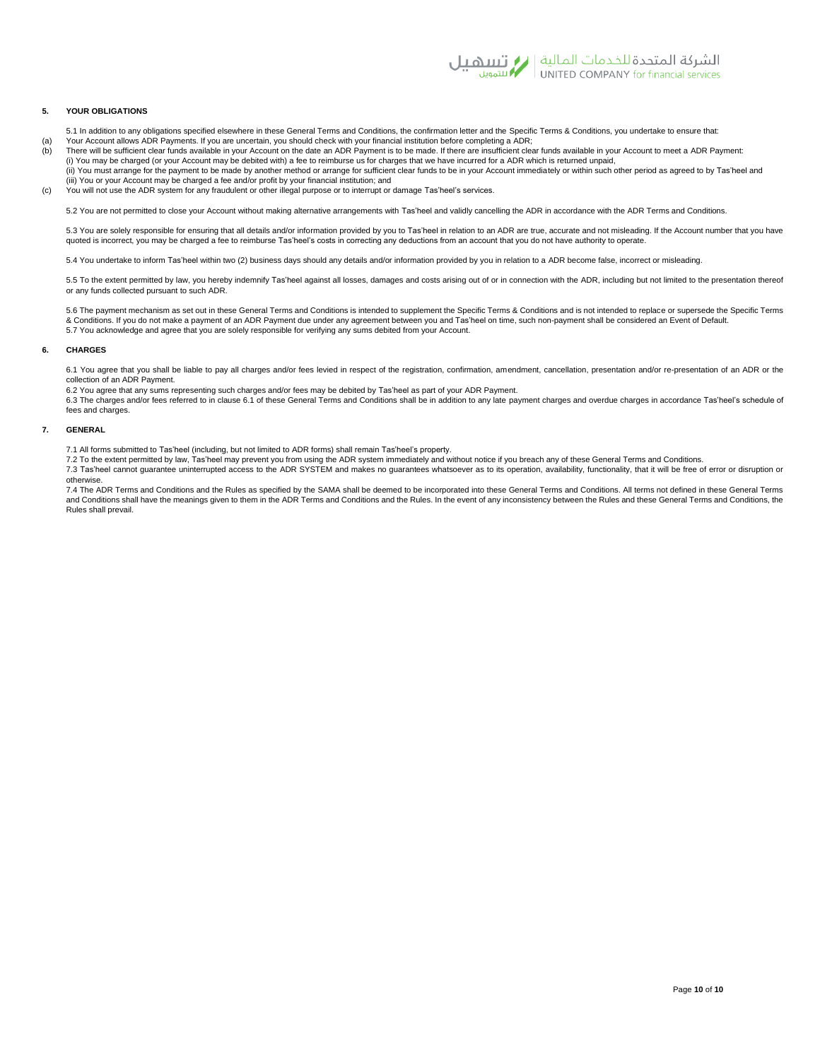## 5. YOUR OBLIGATIONS

5.1 In addition to any obligations specified elsewhere in these General Terms and Conditions, the confirmation letter and the Specific Terms & Conditions, you undertake to ensure that:

(a) Your Account allows ADR Payments. If you are uncertain, you should check with your financial institution before completing a ADR;

(b) There will be sufficient clear funds available in your Account on the date an ADR Payment is to be made. If there are insufficient clear funds available in your Account to meet a ADR Payment:
(i) You may be charged (or your Account may be debited with) a fee to reimburse us for charges that we have incurred for a ADR which is returned unpaid,
(ii) You must arrange for the payment to be made by another method or arrange for sufficient clear funds to be in your Account immediately or within such other period as agreed to by Tas'heel and
(iii) You or your Account may be charged a fee and/or profit by your financial institution; and

(c) You will not use the ADR system for any fraudulent or other illegal purpose or to interrupt or damage Tas'heel's services.

5.2 You are not permitted to close your Account without making alternative arrangements with Tas'heel and validly cancelling the ADR in accordance with the ADR Terms and Conditions.

5.3 You are solely responsible for ensuring that all details and/or information provided by you to Tas'heel in relation to an ADR are true, accurate and not misleading. If the Account number that you have quoted is incorrect, you may be charged a fee to reimburse Tas'heel's costs in correcting any deductions from an account that you do not have authority to operate.

5.4 You undertake to inform Tas'heel within two (2) business days should any details and/or information provided by you in relation to a ADR become false, incorrect or misleading.

5.5 To the extent permitted by law, you hereby indemnify Tas'heel against all losses, damages and costs arising out of or in connection with the ADR, including but not limited to the presentation thereof or any funds collected pursuant to such ADR.

5.6 The payment mechanism as set out in these General Terms and Conditions is intended to supplement the Specific Terms & Conditions and is not intended to replace or supersede the Specific Terms & Conditions. If you do not make a payment of an ADR Payment due under any agreement between you and Tas'heel on time, such non-payment shall be considered an Event of Default.

5.7 You acknowledge and agree that you are solely responsible for verifying any sums debited from your Account.

## 6. CHARGES

6.1 You agree that you shall be liable to pay all charges and/or fees levied in respect of the registration, confirmation, amendment, cancellation, presentation and/or re-presentation of an ADR or the collection of an ADR Payment.

6.2 You agree that any sums representing such charges and/or fees may be debited by Tas'heel as part of your ADR Payment.

6.3 The charges and/or fees referred to in clause 6.1 of these General Terms and Conditions shall be in addition to any late payment charges and overdue charges in accordance Tas'heel's schedule of fees and charges.

## 7. GENERAL

7.1 All forms submitted to Tas'heel (including, but not limited to ADR forms) shall remain Tas'heel's property.

7.2 To the extent permitted by law, Tas'heel may prevent you from using the ADR system immediately and without notice if you breach any of these General Terms and Conditions.

7.3 Tas'heel cannot guarantee uninterrupted access to the ADR SYSTEM and makes no guarantees whatsoever as to its operation, availability, functionality, that it will be free of error or disruption or otherwise.

7.4 The ADR Terms and Conditions and the Rules as specified by the SAMA shall be deemed to be incorporated into these General Terms and Conditions. All terms not defined in these General Terms and Conditions shall have the meanings given to them in the ADR Terms and Conditions and the Rules. In the event of any inconsistency between the Rules and these General Terms and Conditions, the Rules shall prevail.